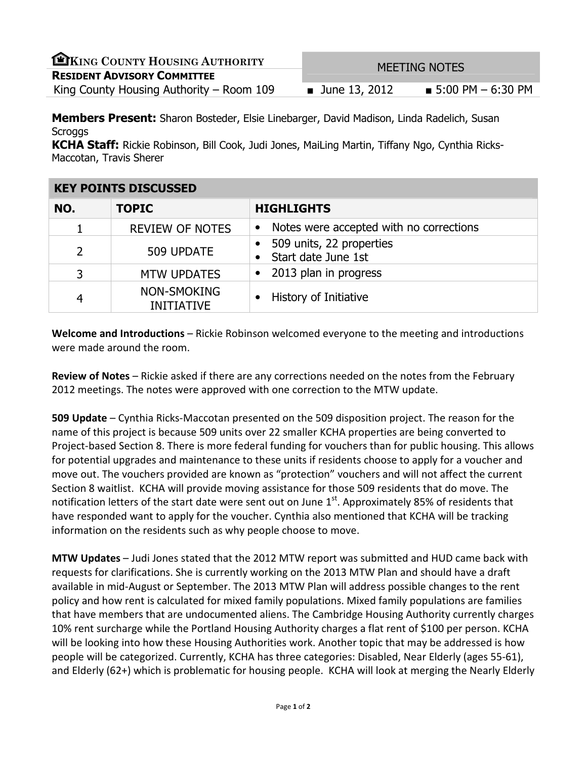**KING COUNTY HOUSING AUTHORITY**
**RESIDENT ADVISORY COMMITTEE**
King County Housing Authority – Room 109

MEETING NOTES

■ June 13, 2012 ■ 5:00 PM – 6:30 PM

**Members Present:** Sharon Bosteder, Elsie Linebarger, David Madison, Linda Radelich, Susan Scroggs
**KCHA Staff:** Rickie Robinson, Bill Cook, Judi Jones, MaiLing Martin, Tiffany Ngo, Cynthia Ricks-Maccotan, Travis Sherer

## KEY POINTS DISCUSSED

| NO. | TOPIC | HIGHLIGHTS |
|---|---|---|
| 1 | REVIEW OF NOTES | • Notes were accepted with no corrections |
| 2 | 509 UPDATE | • 509 units, 22 properties<br>• Start date June 1st |
| 3 | MTW UPDATES | • 2013 plan in progress |
| 4 | NON-SMOKING INITIATIVE | • History of Initiative |

**Welcome and Introductions** – Rickie Robinson welcomed everyone to the meeting and introductions were made around the room.

**Review of Notes** – Rickie asked if there are any corrections needed on the notes from the February 2012 meetings. The notes were approved with one correction to the MTW update.

**509 Update** – Cynthia Ricks-Maccotan presented on the 509 disposition project. The reason for the name of this project is because 509 units over 22 smaller KCHA properties are being converted to Project-based Section 8. There is more federal funding for vouchers than for public housing. This allows for potential upgrades and maintenance to these units if residents choose to apply for a voucher and move out. The vouchers provided are known as "protection" vouchers and will not affect the current Section 8 waitlist. KCHA will provide moving assistance for those 509 residents that do move. The notification letters of the start date were sent out on June 1st. Approximately 85% of residents that have responded want to apply for the voucher. Cynthia also mentioned that KCHA will be tracking information on the residents such as why people choose to move.

**MTW Updates** – Judi Jones stated that the 2012 MTW report was submitted and HUD came back with requests for clarifications. She is currently working on the 2013 MTW Plan and should have a draft available in mid-August or September. The 2013 MTW Plan will address possible changes to the rent policy and how rent is calculated for mixed family populations. Mixed family populations are families that have members that are undocumented aliens. The Cambridge Housing Authority currently charges 10% rent surcharge while the Portland Housing Authority charges a flat rent of $100 per person. KCHA will be looking into how these Housing Authorities work. Another topic that may be addressed is how people will be categorized. Currently, KCHA has three categories: Disabled, Near Elderly (ages 55-61), and Elderly (62+) which is problematic for housing people. KCHA will look at merging the Nearly Elderly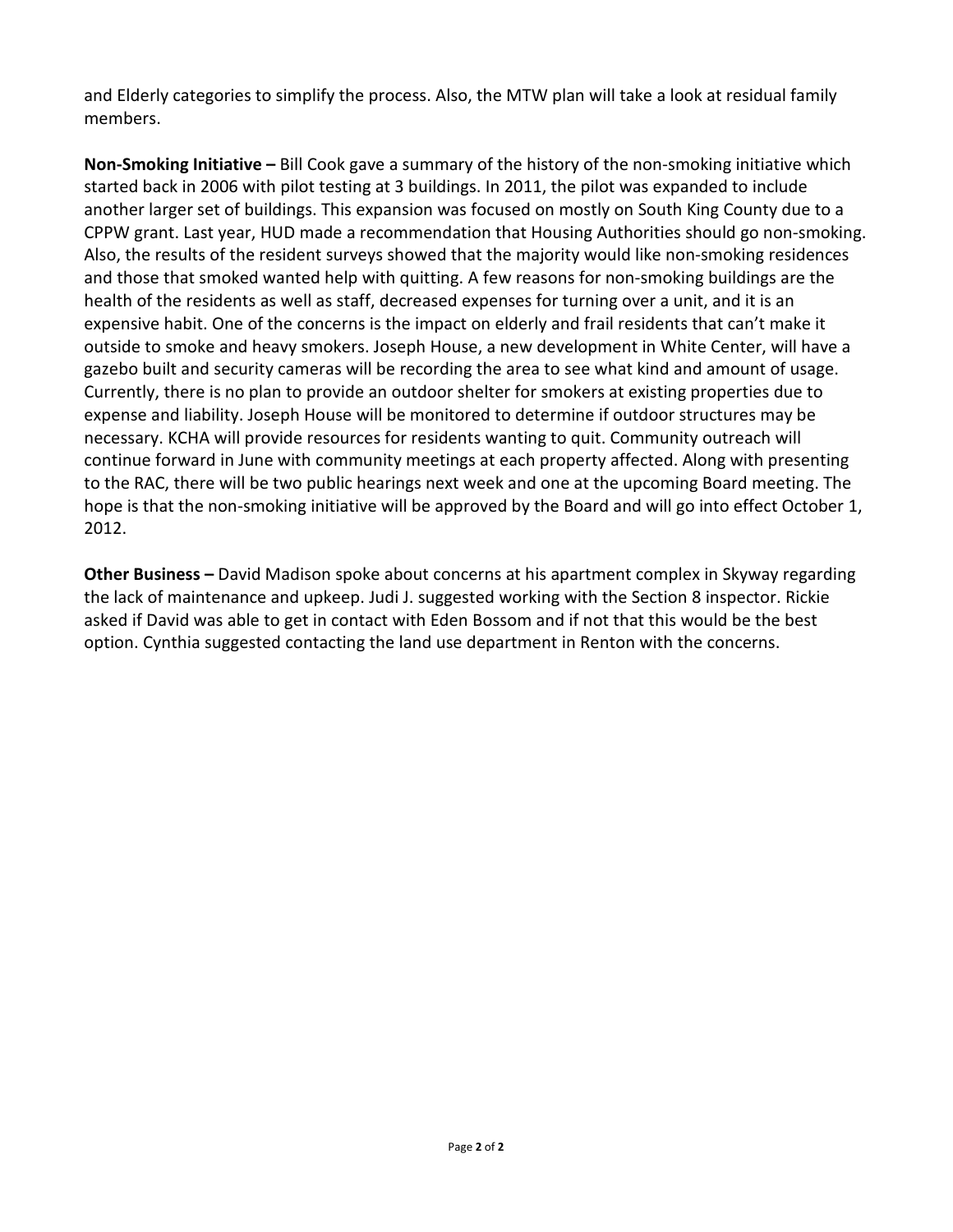and Elderly categories to simplify the process. Also, the MTW plan will take a look at residual family members.

**Non-Smoking Initiative –** Bill Cook gave a summary of the history of the non-smoking initiative which started back in 2006 with pilot testing at 3 buildings. In 2011, the pilot was expanded to include another larger set of buildings. This expansion was focused on mostly on South King County due to a CPPW grant. Last year, HUD made a recommendation that Housing Authorities should go non-smoking. Also, the results of the resident surveys showed that the majority would like non-smoking residences and those that smoked wanted help with quitting. A few reasons for non-smoking buildings are the health of the residents as well as staff, decreased expenses for turning over a unit, and it is an expensive habit. One of the concerns is the impact on elderly and frail residents that can't make it outside to smoke and heavy smokers. Joseph House, a new development in White Center, will have a gazebo built and security cameras will be recording the area to see what kind and amount of usage. Currently, there is no plan to provide an outdoor shelter for smokers at existing properties due to expense and liability. Joseph House will be monitored to determine if outdoor structures may be necessary. KCHA will provide resources for residents wanting to quit. Community outreach will continue forward in June with community meetings at each property affected. Along with presenting to the RAC, there will be two public hearings next week and one at the upcoming Board meeting. The hope is that the non-smoking initiative will be approved by the Board and will go into effect October 1, 2012.

**Other Business –** David Madison spoke about concerns at his apartment complex in Skyway regarding the lack of maintenance and upkeep. Judi J. suggested working with the Section 8 inspector. Rickie asked if David was able to get in contact with Eden Bossom and if not that this would be the best option. Cynthia suggested contacting the land use department in Renton with the concerns.